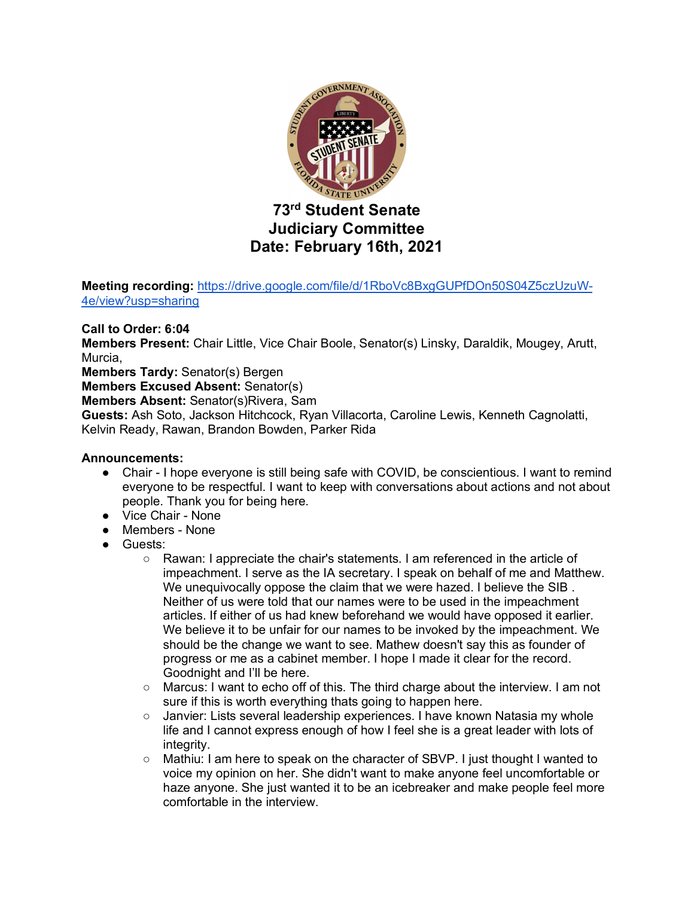# 73rd Student Senate
## Judiciary Committee
## Date: February 16th, 2021

**Meeting recording:** [https://drive.google.com/file/d/1RboVc8BxgGUPfDOn50S04Z5czUzuW-4e/view?usp=sharing](https://drive.google.com/file/d/1RboVc8BxgGUPfDOn50S04Z5czUzuW-4e/view?usp=sharing)

**Call to Order: 6:04**
**Members Present:** Chair Little, Vice Chair Boole, Senator(s) Linsky, Daraldik, Mougey, Arutt, Murcia,
**Members Tardy:** Senator(s) Bergen
**Members Excused Absent:** Senator(s)
**Members Absent:** Senator(s)Rivera, Sam
**Guests:** Ash Soto, Jackson Hitchcock, Ryan Villacorta, Caroline Lewis, Kenneth Cagnolatti, Kelvin Ready, Rawan, Brandon Bowden, Parker Rida

**Announcements:**

- Chair - I hope everyone is still being safe with COVID, be conscientious. I want to remind everyone to be respectful. I want to keep with conversations about actions and not about people. Thank you for being here.
- Vice Chair - None
- Members - None
- Guests:
  - Rawan: I appreciate the chair's statements. I am referenced in the article of impeachment. I serve as the IA secretary. I speak on behalf of me and Matthew. We unequivocally oppose the claim that we were hazed. I believe the SIB . Neither of us were told that our names were to be used in the impeachment articles. If either of us had knew beforehand we would have opposed it earlier. We believe it to be unfair for our names to be invoked by the impeachment. We should be the change we want to see. Mathew doesn't say this as founder of progress or me as a cabinet member. I hope I made it clear for the record. Goodnight and I'll be here.
  - Marcus: I want to echo off of this. The third charge about the interview. I am not sure if this is worth everything thats going to happen here.
  - Janvier: Lists several leadership experiences. I have known Natasia my whole life and I cannot express enough of how I feel she is a great leader with lots of integrity.
  - Mathiu: I am here to speak on the character of SBVP. I just thought I wanted to voice my opinion on her. She didn't want to make anyone feel uncomfortable or haze anyone. She just wanted it to be an icebreaker and make people feel more comfortable in the interview.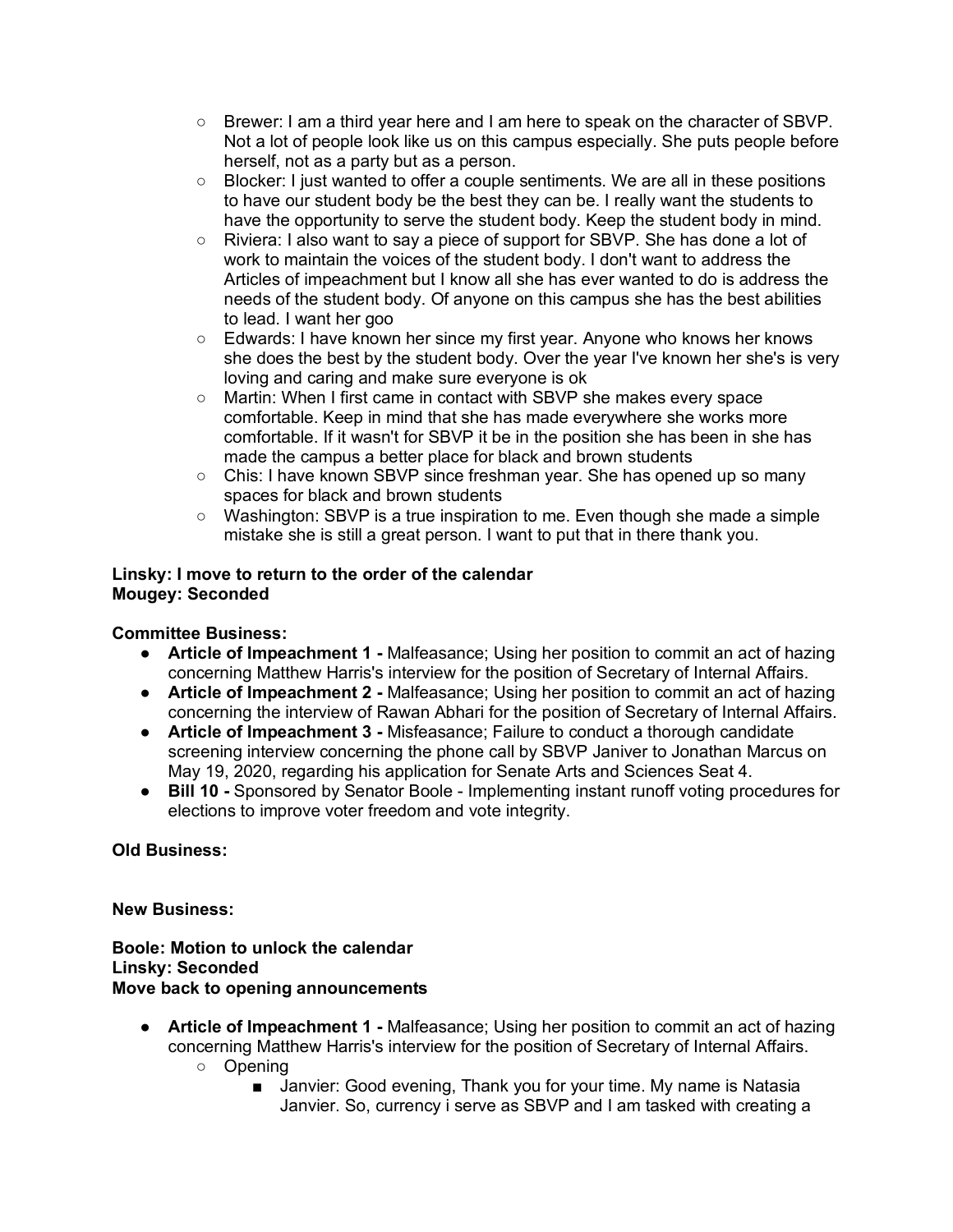- Brewer: I am a third year here and I am here to speak on the character of SBVP. Not a lot of people look like us on this campus especially. She puts people before herself, not as a party but as a person.
  - Blocker: I just wanted to offer a couple sentiments. We are all in these positions to have our student body be the best they can be. I really want the students to have the opportunity to serve the student body. Keep the student body in mind.
  - Riviera: I also want to say a piece of support for SBVP. She has done a lot of work to maintain the voices of the student body. I don't want to address the Articles of impeachment but I know all she has ever wanted to do is address the needs of the student body. Of anyone on this campus she has the best abilities to lead. I want her goo
  - Edwards: I have known her since my first year. Anyone who knows her knows she does the best by the student body. Over the year I've known her she's is very loving and caring and make sure everyone is ok
  - Martin: When I first came in contact with SBVP she makes every space comfortable. Keep in mind that she has made everywhere she works more comfortable. If it wasn't for SBVP it be in the position she has been in she has made the campus a better place for black and brown students
  - Chis: I have known SBVP since freshman year. She has opened up so many spaces for black and brown students
  - Washington: SBVP is a true inspiration to me. Even though she made a simple mistake she is still a great person. I want to put that in there thank you.

**Linsky: I move to return to the order of the calendar**
**Mougey: Seconded**

**Committee Business:**

- **Article of Impeachment 1 -** Malfeasance; Using her position to commit an act of hazing concerning Matthew Harris's interview for the position of Secretary of Internal Affairs.
- **Article of Impeachment 2 -** Malfeasance; Using her position to commit an act of hazing concerning the interview of Rawan Abhari for the position of Secretary of Internal Affairs.
- **Article of Impeachment 3 -** Misfeasance; Failure to conduct a thorough candidate screening interview concerning the phone call by SBVP Janiver to Jonathan Marcus on May 19, 2020, regarding his application for Senate Arts and Sciences Seat 4.
- **Bill 10 -** Sponsored by Senator Boole - Implementing instant runoff voting procedures for elections to improve voter freedom and vote integrity.

**Old Business:**

**New Business:**

**Boole: Motion to unlock the calendar**
**Linsky: Seconded**
**Move back to opening announcements**

- **Article of Impeachment 1 -** Malfeasance; Using her position to commit an act of hazing concerning Matthew Harris's interview for the position of Secretary of Internal Affairs.
  - Opening
    - Janvier: Good evening, Thank you for your time. My name is Natasia Janvier. So, currency i serve as SBVP and I am tasked with creating a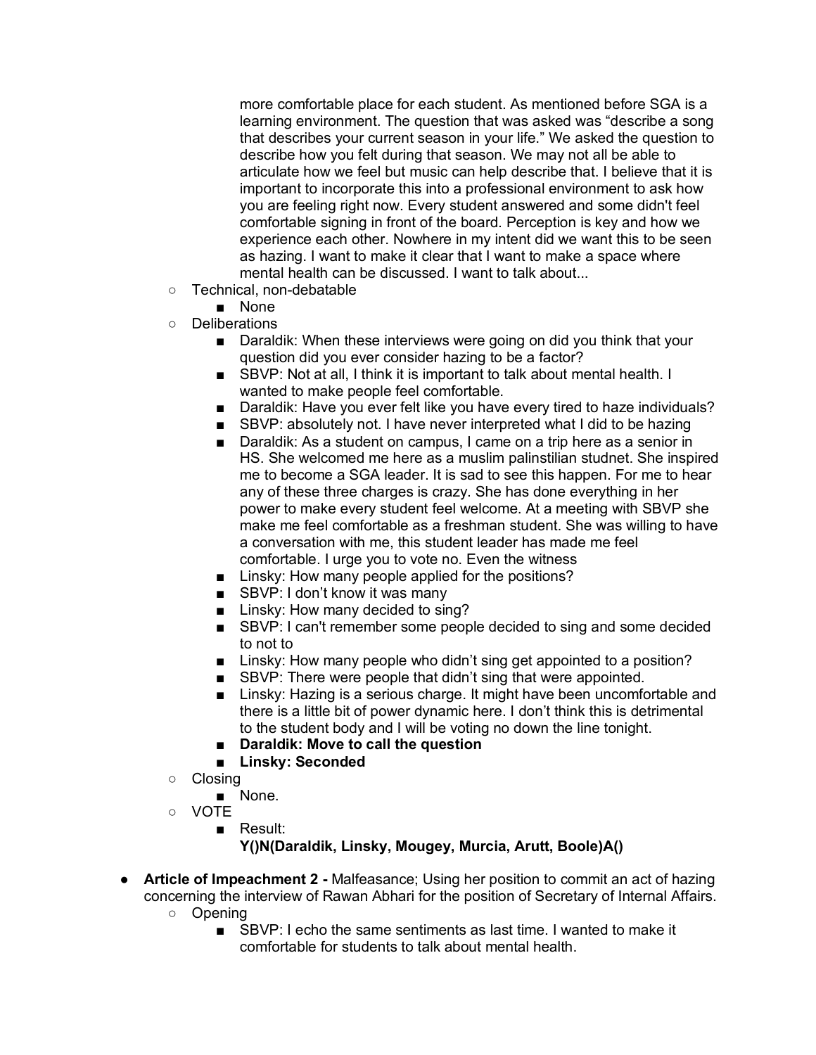more comfortable place for each student. As mentioned before SGA is a learning environment. The question that was asked was "describe a song that describes your current season in your life." We asked the question to describe how you felt during that season. We may not all be able to articulate how we feel but music can help describe that. I believe that it is important to incorporate this into a professional environment to ask how you are feeling right now. Every student answered and some didn't feel comfortable signing in front of the board. Perception is key and how we experience each other. Nowhere in my intent did we want this to be seen as hazing. I want to make it clear that I want to make a space where mental health can be discussed. I want to talk about...

- Technical, non-debatable
  - None
- Deliberations
  - Daraldik: When these interviews were going on did you think that your question did you ever consider hazing to be a factor?
  - SBVP: Not at all, I think it is important to talk about mental health. I wanted to make people feel comfortable.
  - Daraldik: Have you ever felt like you have every tired to haze individuals?
  - SBVP: absolutely not. I have never interpreted what I did to be hazing
  - Daraldik: As a student on campus, I came on a trip here as a senior in HS. She welcomed me here as a muslim palinstilian studnet. She inspired me to become a SGA leader. It is sad to see this happen. For me to hear any of these three charges is crazy. She has done everything in her power to make every student feel welcome. At a meeting with SBVP she make me feel comfortable as a freshman student. She was willing to have a conversation with me, this student leader has made me feel comfortable. I urge you to vote no. Even the witness
  - Linsky: How many people applied for the positions?
  - SBVP: I don't know it was many
  - Linsky: How many decided to sing?
  - SBVP: I can't remember some people decided to sing and some decided to not to
  - Linsky: How many people who didn't sing get appointed to a position?
  - SBVP: There were people that didn't sing that were appointed.
  - Linsky: Hazing is a serious charge. It might have been uncomfortable and there is a little bit of power dynamic here. I don't think this is detrimental to the student body and I will be voting no down the line tonight.
  - **Daraldik: Move to call the question**
  - **Linsky: Seconded**
- Closing
  - None.
- VOTE
  - Result:
    **Y()N(Daraldik, Linsky, Mougey, Murcia, Arutt, Boole)A()**

- **Article of Impeachment 2 -** Malfeasance; Using her position to commit an act of hazing concerning the interview of Rawan Abhari for the position of Secretary of Internal Affairs.
  - Opening
    - SBVP: I echo the same sentiments as last time. I wanted to make it comfortable for students to talk about mental health.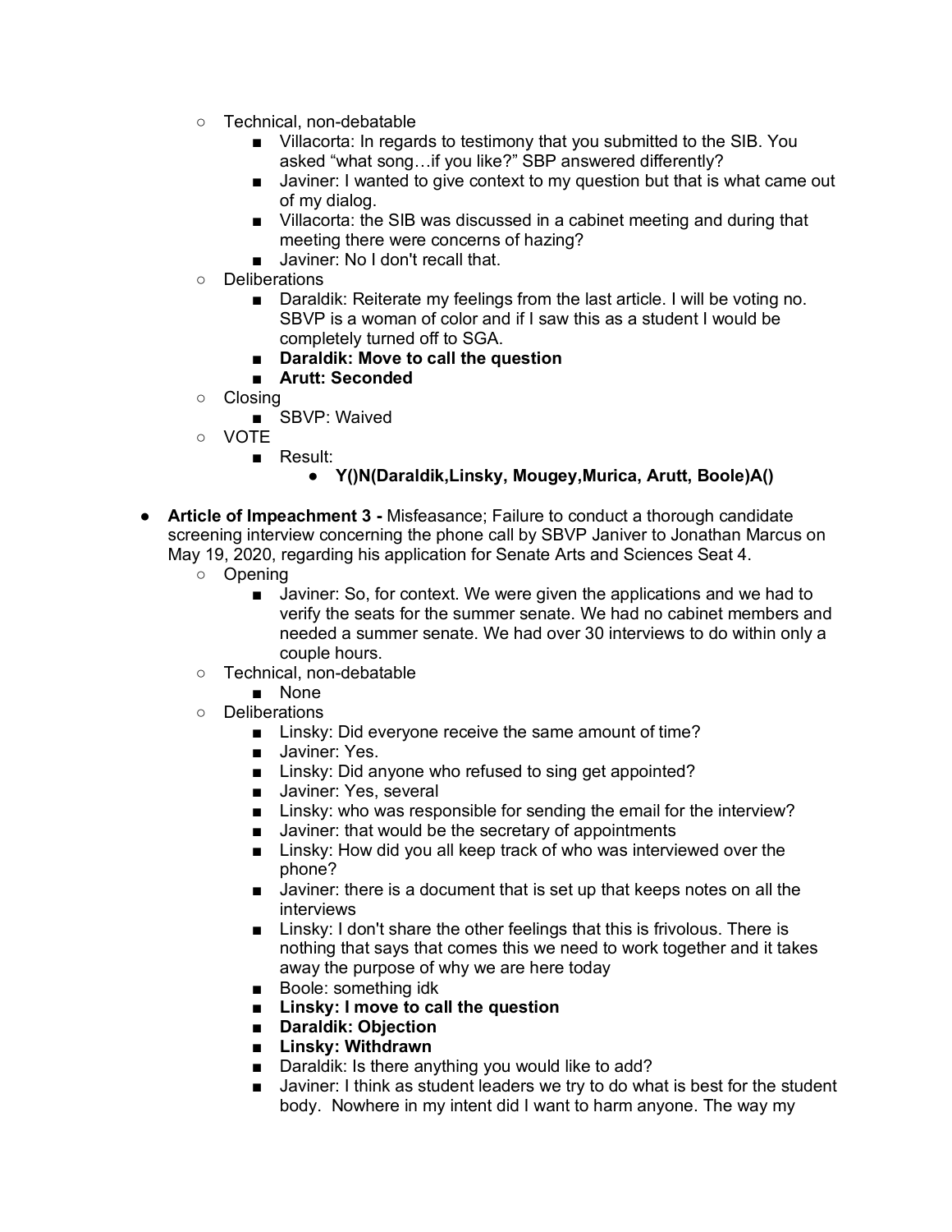- Technical, non-debatable
  - Villacorta: In regards to testimony that you submitted to the SIB. You asked "what song…if you like?" SBP answered differently?
  - Javiner: I wanted to give context to my question but that is what came out of my dialog.
  - Villacorta: the SIB was discussed in a cabinet meeting and during that meeting there were concerns of hazing?
  - Javiner: No I don't recall that.
- Deliberations
  - Daraldik: Reiterate my feelings from the last article. I will be voting no. SBVP is a woman of color and if I saw this as a student I would be completely turned off to SGA.
  - **Daraldik: Move to call the question**
  - **Arutt: Seconded**
- Closing
  - SBVP: Waived
- VOTE
  - Result:
    - **Y()N(Daraldik,Linsky, Mougey,Murica, Arutt, Boole)A()**

- **Article of Impeachment 3 -** Misfeasance; Failure to conduct a thorough candidate screening interview concerning the phone call by SBVP Janiver to Jonathan Marcus on May 19, 2020, regarding his application for Senate Arts and Sciences Seat 4.
  - Opening
    - Javiner: So, for context. We were given the applications and we had to verify the seats for the summer senate. We had no cabinet members and needed a summer senate. We had over 30 interviews to do within only a couple hours.
  - Technical, non-debatable
    - None
  - Deliberations
    - Linsky: Did everyone receive the same amount of time?
    - Javiner: Yes.
    - Linsky: Did anyone who refused to sing get appointed?
    - Javiner: Yes, several
    - Linsky: who was responsible for sending the email for the interview?
    - Javiner: that would be the secretary of appointments
    - Linsky: How did you all keep track of who was interviewed over the phone?
    - Javiner: there is a document that is set up that keeps notes on all the interviews
    - Linsky: I don't share the other feelings that this is frivolous. There is nothing that says that comes this we need to work together and it takes away the purpose of why we are here today
    - Boole: something idk
    - **Linsky: I move to call the question**
    - **Daraldik: Objection**
    - **Linsky: Withdrawn**
    - Daraldik: Is there anything you would like to add?
    - Javiner: I think as student leaders we try to do what is best for the student body. Nowhere in my intent did I want to harm anyone. The way my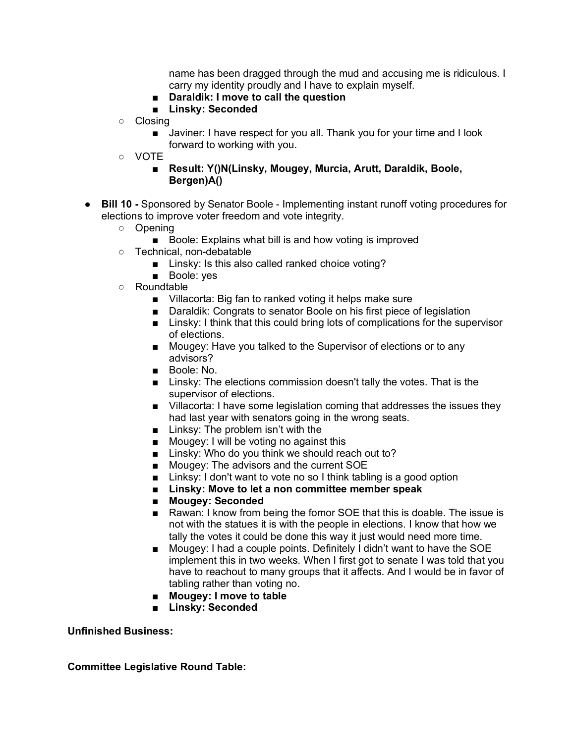name has been dragged through the mud and accusing me is ridiculous. I carry my identity proudly and I have to explain myself.
    - **Daraldik: I move to call the question**
    - **Linsky: Seconded**
  - Closing
    - Javiner: I have respect for you all. Thank you for your time and I look forward to working with you.
  - VOTE
    - **Result: Y()N(Linsky, Mougey, Murcia, Arutt, Daraldik, Boole, Bergen)A()**

- **Bill 10 -** Sponsored by Senator Boole - Implementing instant runoff voting procedures for elections to improve voter freedom and vote integrity.
  - Opening
    - Boole: Explains what bill is and how voting is improved
  - Technical, non-debatable
    - Linsky: Is this also called ranked choice voting?
    - Boole: yes
  - Roundtable
    - Villacorta: Big fan to ranked voting it helps make sure
    - Daraldik: Congrats to senator Boole on his first piece of legislation
    - Linsky: I think that this could bring lots of complications for the supervisor of elections.
    - Mougey: Have you talked to the Supervisor of elections or to any advisors?
    - Boole: No.
    - Linsky: The elections commission doesn't tally the votes. That is the supervisor of elections.
    - Villacorta: I have some legislation coming that addresses the issues they had last year with senators going in the wrong seats.
    - Linksy: The problem isn't with the
    - Mougey: I will be voting no against this
    - Linsky: Who do you think we should reach out to?
    - Mougey: The advisors and the current SOE
    - Linksy: I don't want to vote no so I think tabling is a good option
    - **Linsky: Move to let a non committee member speak**
    - **Mougey: Seconded**
    - Rawan: I know from being the fomor SOE that this is doable. The issue is not with the statues it is with the people in elections. I know that how we tally the votes it could be done this way it just would need more time.
    - Mougey: I had a couple points. Definitely I didn't want to have the SOE implement this in two weeks. When I first got to senate I was told that you have to reachout to many groups that it affects. And I would be in favor of tabling rather than voting no.
    - **Mougey: I move to table**
    - **Linsky: Seconded**

**Unfinished Business:**

**Committee Legislative Round Table:**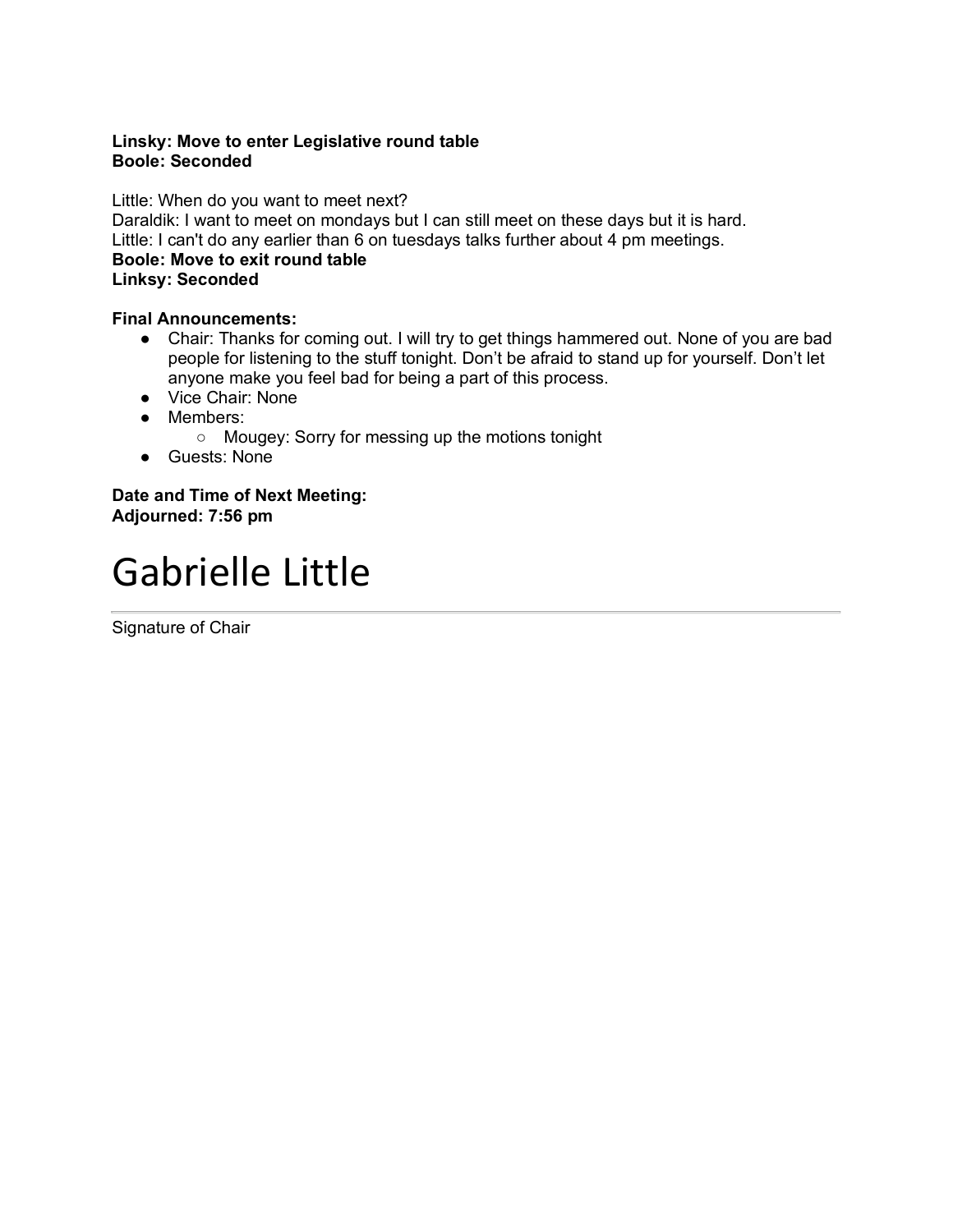**Linsky: Move to enter Legislative round table**
**Boole: Seconded**

Little: When do you want to meet next?
Daraldik: I want to meet on mondays but I can still meet on these days but it is hard.
Little: I can't do any earlier than 6 on tuesdays talks further about 4 pm meetings.
**Boole: Move to exit round table**
**Linksy: Seconded**

**Final Announcements:**

- Chair: Thanks for coming out. I will try to get things hammered out. None of you are bad people for listening to the stuff tonight. Don't be afraid to stand up for yourself. Don't let anyone make you feel bad for being a part of this process.
- Vice Chair: None
- Members:
  - Mougey: Sorry for messing up the motions tonight
- Guests: None

**Date and Time of Next Meeting:**
**Adjourned: 7:56 pm**

Gabrielle Little

---

Signature of Chair